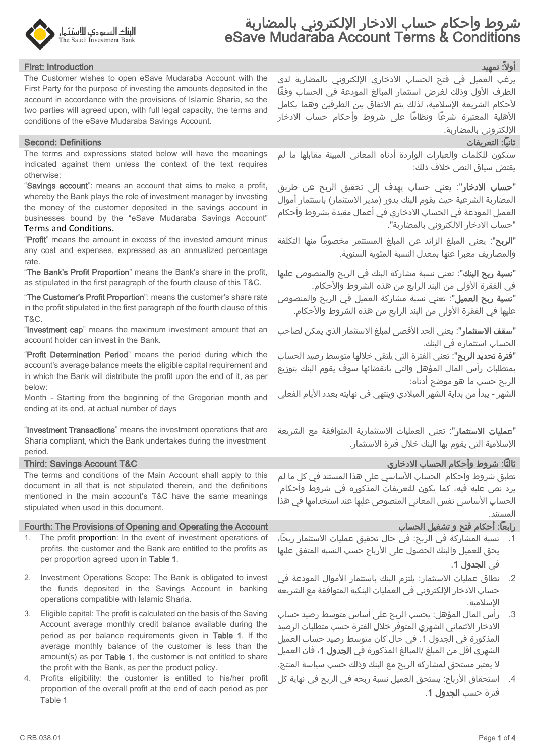# شروط وأحكام حساب الادخار الإلكتروني بالمضاربة
# eSave Mudaraba Account Terms & Conditions

## First: Introduction

The Customer wishes to open eSave Mudaraba Account with the First Party for the purpose of investing the amounts deposited in the account in accordance with the provisions of Islamic Sharia, so the two parties will agreed upon, with full legal capacity, the terms and conditions of the eSave Mudaraba Savings Account.

## أولاً: تمهيد

يرغب العميل في فتح الحساب الادخاري الإلكتروني بالمضاربة لدى الطرف الأول وذلك لغرض استثمار المبالغ المودعة في الحساب وفقًا لأحكام الشريعة الإسلامية، لذلك يتم الاتفاق بين الطرفين وهما بكامل الأهلية المعتبرة شرعًا ونظامًا على شروط وأحكام حساب الادخار الإلكتروني بالمضاربة.

## Second: Definitions

The terms and expressions stated below will have the meanings indicated against them unless the context of the text requires otherwise:

"**Savings account**": means an account that aims to make a profit, whereby the Bank plays the role of investment manager by investing the money of the customer deposited in the savings account in businesses bound by the "eSave Mudaraba Savings Account" Terms and Conditions.

"**Profit**" means the amount in excess of the invested amount minus any cost and expenses, expressed as an annualized percentage rate.

"**The Bank's Profit Proportion**" means the Bank's share in the profit, as stipulated in the first paragraph of the fourth clause of this T&C.

"**The Customer's Profit Proportion**": means the customer's share rate in the profit stipulated in the first paragraph of the fourth clause of this T&C.

"**Investment cap**" means the maximum investment amount that an account holder can invest in the Bank.

"**Profit Determination Period**" means the period during which the account's average balance meets the eligible capital requirement and in which the Bank will distribute the profit upon the end of it, as per below:

Month - Starting from the beginning of the Gregorian month and ending at its end, at actual number of days

"**Investment Transactions**" means the investment operations that are Sharia compliant, which the Bank undertakes during the investment period.

## ثانيًا: التعريفات

ستكون للكلمات والعبارات الواردة أدناه المعاني المبينة مقابلها ما لم يقتض سياق النص خلاف ذلك:

"**حساب الادخار**": يعني حساب يهدف إلى تحقيق الربح عن طريق المضاربة الشرعية حيث يقوم البنك بدور (مدير الاستثمار) باستثمار أموال العميل المودعة في الحساب الادخاري في أعمال مقيدة بشروط وأحكام "حساب الادخار الإلكتروني بالمضاربة".

"**الربح**": يعني المبلغ الزائد عن المبلغ المستثمر مخصومًا منها التكلفة والمصاريف معبرا عنها بمعدل النسبة المئوية السنوية.

"**نسبة ربح البنك**": تعني نسبة مشاركة البنك في الربح والمنصوص عليها في الفقرة الأولى من البند الرابع من هذه الشروط والأحكام.

"**نسبة ربح العميل**": تعني نسبة مشاركة العميل في الربح والمنصوص عليها في الفقرة الأولى من البند الرابع من هذه الشروط والأحكام.

"**سقف الاستثمار**": يعني الحد الأقصى لمبلغ الاستثمار الذي يمكن لصاحب الحساب استثماره في البنك.

"**فترة تحديد الربح**": تعني الفترة التي يلتقي خلالها متوسط رصيد الحساب بمتطلبات رأس المال المؤهل والتي بانقضائها سوف يقوم البنك بتوزيع الربح حسب ما هو موضح أدناه:

الشهر - يبدأ من بداية الشهر الميلادي وينتهي في نهايته بعدد الأيام الفعلي

"**عمليات الاستثمار**": تعني العمليات الاستثمارية المتوافقة مع الشريعة الإسلامية التي يقوم بها البنك خلال فترة الاستثمار.

## Third: Savings Account T&C

The terms and conditions of the Main Account shall apply to this document in all that is not stipulated therein, and the definitions mentioned in the main account's T&C have the same meanings stipulated when used in this document.

## ثالثًا: شروط وأحكام الحساب الادخاري

تطبق شروط وأحكام الحساب الأساسي على هذا المستند في كل ما لم يرد نص عليه فيه، كما يكون للتعريفات المذكورة في شروط وأحكام الحساب الأساسي نفس المعاني المنصوص عليها عند استخدامها في هذا المستند.

## Fourth: The Provisions of Opening and Operating the Account

1. The profit proportion: In the event of investment operations of profits, the customer and the Bank are entitled to the profits as per proportion agreed upon in **Table 1**.
2. Investment Operations Scope: The Bank is obligated to invest the funds deposited in the Savings Account in banking operations compatible with Islamic Sharia.
3. Eligible capital: The profit is calculated on the basis of the Saving Account average monthly credit balance available during the period as per balance requirements given in **Table 1**. If the average monthly balance of the customer is less than the amount(s) as per **Table 1**, the customer is not entitled to share the profit with the Bank, as per the product policy.
4. Profits eligibility: the customer is entitled to his/her profit proportion of the overall profit at the end of each period as per Table 1

## رابعًا: أحكام فتح و تشغيل الحساب

1. نسبة المشاركة في الربح: في حال تحقيق عمليات الاستثمار ربحًا، يحق للعميل والبنك الحصول على الأرباح حسب النسبة المتفق عليها في **الجدول 1**.
2. نطاق عمليات الاستثمار: يلتزم البنك باستثمار الأموال المودعة في حساب الادخار الإلكتروني في العمليات البنكية المتوافقة مع الشريعة الإسلامية.
3. رأس المال المؤهل: يحسب الربح على أساس متوسط رصيد حساب الادخار الائتماني الشهري المتوفر خلال الفترة حسب متطلبات الرصيد المذكورة في الجدول 1. في حال كان متوسط رصيد حساب العميل الشهري أقل من المبلغ /المبالغ المذكورة في **الجدول 1**، فأن العميل لا يعتبر مستحق لمشاركة الربح مع البنك وذلك حسب سياسة المنتج.
4. استحقاق الأرباح: يستحق العميل نسبة ربحه في الربح في نهاية كل فترة حسب **الجدول 1**.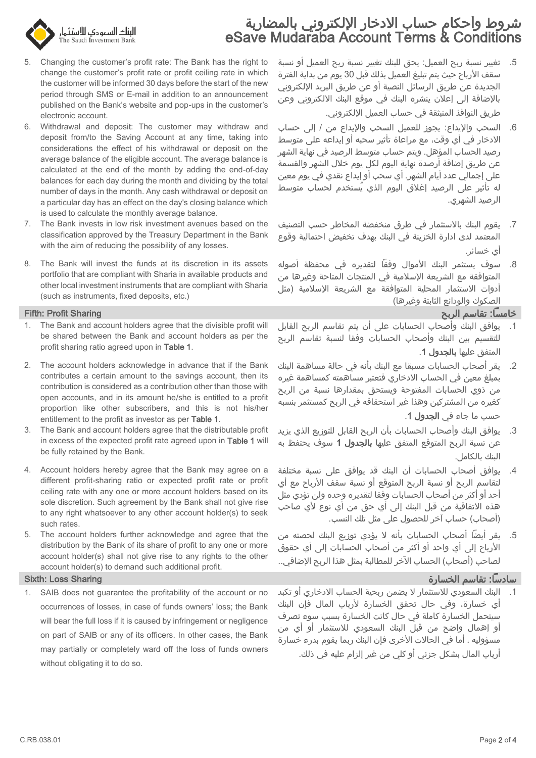5. Changing the customer's profit rate: The Bank has the right to change the customer's profit rate or profit ceiling rate in which the customer will be informed 30 days before the start of the new period through SMS or E-mail in addition to an announcement published on the Bank's website and pop-ups in the customer's electronic account.
6. Withdrawal and deposit: The customer may withdraw and deposit from/to the Saving Account at any time, taking into considerations the effect of his withdrawal or deposit on the average balance of the eligible account. The average balance is calculated at the end of the month by adding the end-of-day balances for each day during the month and dividing by the total number of days in the month. Any cash withdrawal or deposit on a particular day has an effect on the day's closing balance which is used to calculate the monthly average balance.
7. The Bank invests in low risk investment avenues based on the classification approved by the Treasury Department in the Bank with the aim of reducing the possibility of any losses.
8. The Bank will invest the funds at its discretion in its assets portfolio that are compliant with Sharia in available products and other local investment instruments that are compliant with Sharia (such as instruments, fixed deposits, etc.)

5. تغيير نسبة ربح العميل: يحق للبنك تغيير نسبة ربح العميل أو نسبة سقف الأرباح حيث يتم تبليغ العميل بذلك قبل 30 يوم من بداية الفترة الجديدة عن طريق الرسائل النصية أو عن طريق البريد الإلكتروني بالإضافة إلى إعلان ينشره البنك في موقع البنك الالكتروني وعن طريق النوافذ المنبثقة في حساب العميل الإلكتروني.
6. السحب والإيداع: يجوز للعميل السحب والإيداع من / إلى حساب الادخار في أي وقت، مع مراعاة تأثير سحبه أو إيداعه على متوسط رصيد الحساب المؤهل. ويتم حساب متوسط الرصيد في نهاية الشهر عن طريق إضافة أرصدة نهاية اليوم لكل يوم خلال الشهر والقسمة على إجمالي عدد أيام الشهر. أي سحب أو إيداع نقدي في يوم معين له تأثير على الرصيد إغلاق اليوم الذي يُستخدم لحساب متوسط الرصيد الشهري.
7. يقوم البنك بالاستثمار في طرق منخفضة المخاطر حسب التصنيف المعتمد لدى ادارة الخزينة في البنك بهدف تخفيض احتمالية وقوع أي خسائر.
8. سوف يستثمر البنك الأموال وفقًا لتقديره في محفظة أصوله المتوافقة مع الشريعة الإسلامية في المنتجات المتاحة وغيرها من أدوات الاستثمار المحلية المتوافقة مع الشريعة الإسلامية (مثل الصكوك والودائع الثابتة وغيرها)

## Fifth: Profit Sharing

1. The Bank and account holders agree that the divisible profit will be shared between the Bank and account holders as per the profit sharing ratio agreed upon in **Table 1**.
2. The account holders acknowledge in advance that if the Bank contributes a certain amount to the savings account, then its contribution is considered as a contribution other than those with open accounts, and in its amount he/she is entitled to a profit proportion like other subscribers, and this is not his/her entitlement to the profit as investor as per **Table 1**.
3. The Bank and account holders agree that the distributable profit in excess of the expected profit rate agreed upon in **Table 1** will be fully retained by the Bank.
4. Account holders hereby agree that the Bank may agree on a different profit-sharing ratio or expected profit rate or profit ceiling rate with any one or more account holders based on its sole discretion. Such agreement by the Bank shall not give rise to any right whatsoever to any other account holder(s) to seek such rates.
5. The account holders further acknowledge and agree that the distribution by the Bank of its share of profit to any one or more account holder(s) shall not give rise to any rights to the other account holder(s) to demand such additional profit.

## خامساً: تقاسم الربح

1. يوافق البنك وأصحاب الحسابات على أن يتم تقاسم الربح القابل للتقسيم بين البنك وأصحاب الحسابات وفقا لنسبة تقاسم الربح المتفق عليها **بالجدول 1**.
2. يقر أصحاب الحسابات مسبقا مع البنك بأنه في حالة مساهمة البنك بمبلغ معين في الحساب الادخاري فتعتبر مساهمته كمساهمة غيره من ذوي الحسابات المفتوحة ويستحق بمقدارها نسبة من الربح كغيره من المشتركين وهذا غير استحقاقه في الربح كمستثمر بنسبه حسب ما جاء في **الجدول 1**.
3. يوافق البنك وأصحاب الحسابات بأن الربح القابل للتوزيع الذي يزيد عن نسبة الربح المتوقع المتفق عليها **بالجدول 1** سوف يحتفظ به البنك بالكامل.
4. يوافق أصحاب الحسابات أن البنك قد يوافق على نسبة مختلفة لتقاسم الربح أو نسبة الربح المتوقع أو نسبة سقف الأرباح مع أي أحد أو أكثر من أصحاب الحسابات وفقا لتقديره وحده ولن تؤدي مثل هذه الاتفاقية من قبل البنك إلى أي حق من أي نوع لأي صاحب (أصحاب) حساب آخر للحصول على مثل تلك النسب.
5. يقر أيضًا أصحاب الحسابات بأنه لا يؤدي توزيع البنك لحصته من الأرباح إلى أي واحد أو أكثر من أصحاب الحسابات إلى أي حقوق لصاحب (أصحاب) الحساب الآخر للمطالبة بمثل هذا الربح الإضافي..

## Sixth: Loss Sharing

1. SAIB does not guarantee the profitability of the account or no occurrences of losses, in case of funds owners' loss; the Bank will bear the full loss if it is caused by infringement or negligence on part of SAIB or any of its officers. In other cases, the Bank may partially or completely ward off the loss of funds owners without obligating it to do so.

## سادساً: تقاسم الخسارة

1. البنك السعودي للاستثمار لا يضمن ربحية الحساب الادخاري أو تكبد أي خسارة، وفي حال تحقق الخسارة لأرباب المال فإن البنك سيتحمل الخسارة كاملة في حال كانت الخسارة بسبب سوء تصرف أو إهمال واضح من قبل البنك السعودي للاستثمار أو أي من مسؤوليه ، أما في الحالات الأخرى فإن البنك ربما يقوم بدرء خسارة أرباب المال بشكل جزئي أو كلي من غير إلزام عليه في ذلك.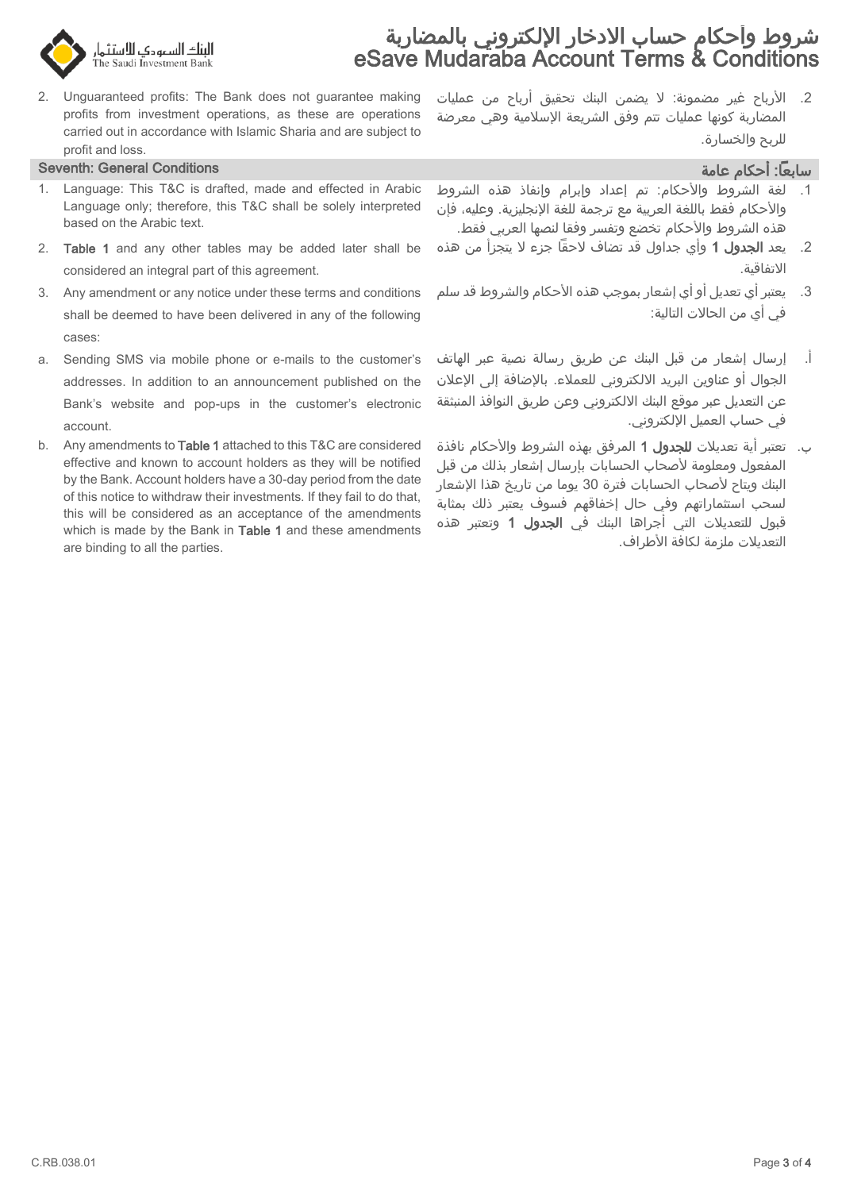2. Unguaranteed profits: The Bank does not guarantee making profits from investment operations, as these are operations carried out in accordance with Islamic Sharia and are subject to profit and loss.

2. الأرباح غير مضمونة: لا يضمن البنك تحقيق أرباح من عمليات المضاربة كونها عمليات تتم وفق الشريعة الإسلامية وهي معرضة للربح والخسارة.

## Seventh: General Conditions

## سابعًا: أحكام عامة

1. Language: This T&C is drafted, made and effected in Arabic Language only; therefore, this T&C shall be solely interpreted based on the Arabic text.
2. **Table 1** and any other tables may be added later shall be considered an integral part of this agreement.
3. Any amendment or any notice under these terms and conditions shall be deemed to have been delivered in any of the following cases:

a. Sending SMS via mobile phone or e-mails to the customer's addresses. In addition to an announcement published on the Bank's website and pop-ups in the customer's electronic account.

b. Any amendments to **Table 1** attached to this T&C are considered effective and known to account holders as they will be notified by the Bank. Account holders have a 30-day period from the date of this notice to withdraw their investments. If they fail to do that, this will be considered as an acceptance of the amendments which is made by the Bank in **Table 1** and these amendments are binding to all the parties.

1. لغة الشروط والأحكام: تم إعداد وإبرام وإنفاذ هذه الشروط والأحكام فقط باللغة العربية مع ترجمة للغة الإنجليزية. وعليه، فإن هذه الشروط والأحكام تخضع وتفسر وفقا لنصها العربي فقط.
2. يعد **الجدول 1** وأي جداول قد تضاف لاحقًا جزء لا يتجزأ من هذه الاتفاقية.
3. يعتبر أي تعديل أو أي إشعار بموجب هذه الأحكام والشروط قد سلم في أي من الحالات التالية:

أ. إرسال إشعار من قبل البنك عن طريق رسالة نصية عبر الهاتف الجوال أو عناوين البريد الالكتروني للعملاء. بالإضافة إلى الإعلان عن التعديل عبر موقع البنك الالكتروني وعن طريق النوافذ المنبثقة في حساب العميل الإلكتروني.

ب. تعتبر أية تعديلات **للجدول 1** المرفق بهذه الشروط والأحكام نافذة المفعول ومعلومة لأصحاب الحسابات بإرسال إشعار بذلك من قبل البنك ويتاح لأصحاب الحسابات فترة 30 يوما من تاريخ هذا الإشعار لسحب استثماراتهم وفي حال إخفاقهم فسوف يعتبر ذلك بمثابة قبول للتعديلات التي أجراها البنك في **الجدول 1** وتعتبر هذه التعديلات ملزمة لكافة الأطراف.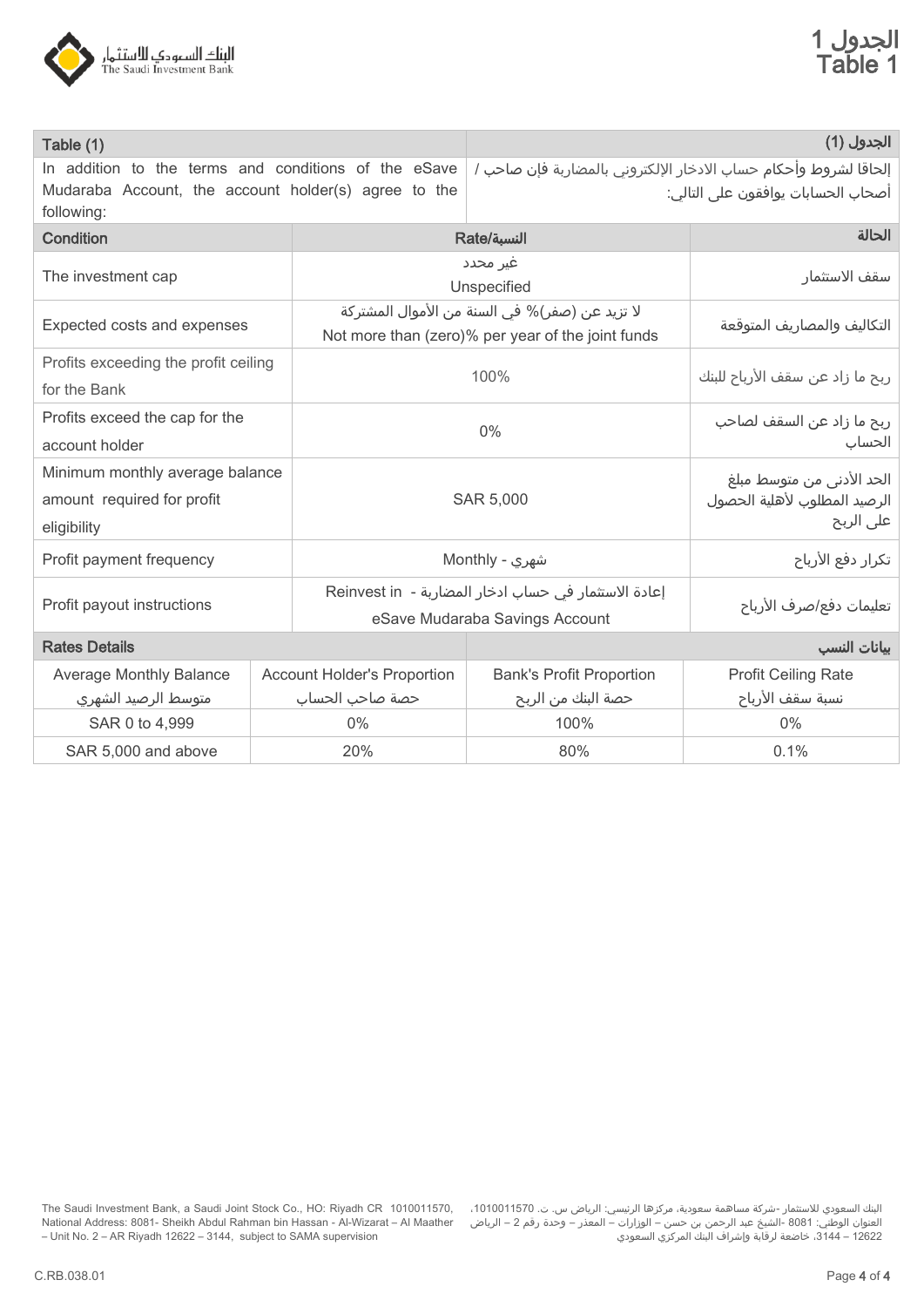# الجدول 1
# Table 1

| Table (1) | | | الجدول (1) |
|---|---|---|---|
| In addition to the terms and conditions of the eSave Mudaraba Account, the account holder(s) agree to the following: | | | إلحاقا لشروط وأحكام حساب الادخار الإلكتروني بالمضاربة فإن صاحب / أصحاب الحسابات يوافقون على التالي: |
| **Condition** | **Rate/النسبة** | | **الحالة** |
| The investment cap | غير محدد Unspecified | | سقف الاستثمار |
| Expected costs and expenses | لا تزيد عن (صفر)% في السنة من الأموال المشتركة Not more than (zero)% per year of the joint funds | | التكاليف والمصاريف المتوقعة |
| Profits exceeding the profit ceiling for the Bank | 100% | | ربح ما زاد عن سقف الأرباح للبنك |
| Profits exceed the cap for the account holder | 0% | | ربح ما زاد عن السقف لصاحب الحساب |
| Minimum monthly average balance amount required for profit eligibility | SAR 5,000 | | الحد الأدنى من متوسط مبلغ الرصيد المطلوب لأهلية الحصول على الربح |
| Profit payment frequency | Monthly - شهري | | تكرار دفع الأرباح |
| Profit payout instructions | إعادة الاستثمار في حساب ادخار المضاربة - Reinvest in eSave Mudaraba Savings Account | | تعليمات دفع/صرف الأرباح |

| **Rates Details** | | | **بيانات النسب** |
|---|---|---|---|
| Average Monthly Balance متوسط الرصيد الشهري | Account Holder's Proportion حصة صاحب الحساب | Bank's Profit Proportion حصة البنك من الربح | Profit Ceiling Rate نسبة سقف الأرباح |
| SAR 0 to 4,999 | 0% | 100% | 0% |
| SAR 5,000 and above | 20% | 80% | 0.1% |

The Saudi Investment Bank, a Saudi Joint Stock Co., HO: Riyadh CR 1010011570, National Address: 8081- Sheikh Abdul Rahman bin Hassan - Al-Wizarat – Al Maather – Unit No. 2 – AR Riyadh 12622 – 3144, subject to SAMA supervision

البنك السعودي للاستثمار -شركة مساهمة سعودية، مركزها الرئيسي: الرياض س. ت. 1010011570، العنوان الوطني: 8081 -الشيخ عبد الرحمن بن حسن – الوزارات – المعذر – وحدة رقم 2 – الرياض 12622 – 3144، خاضعة لرقابة وإشراف البنك المركزي السعودي

C.RB.038.01